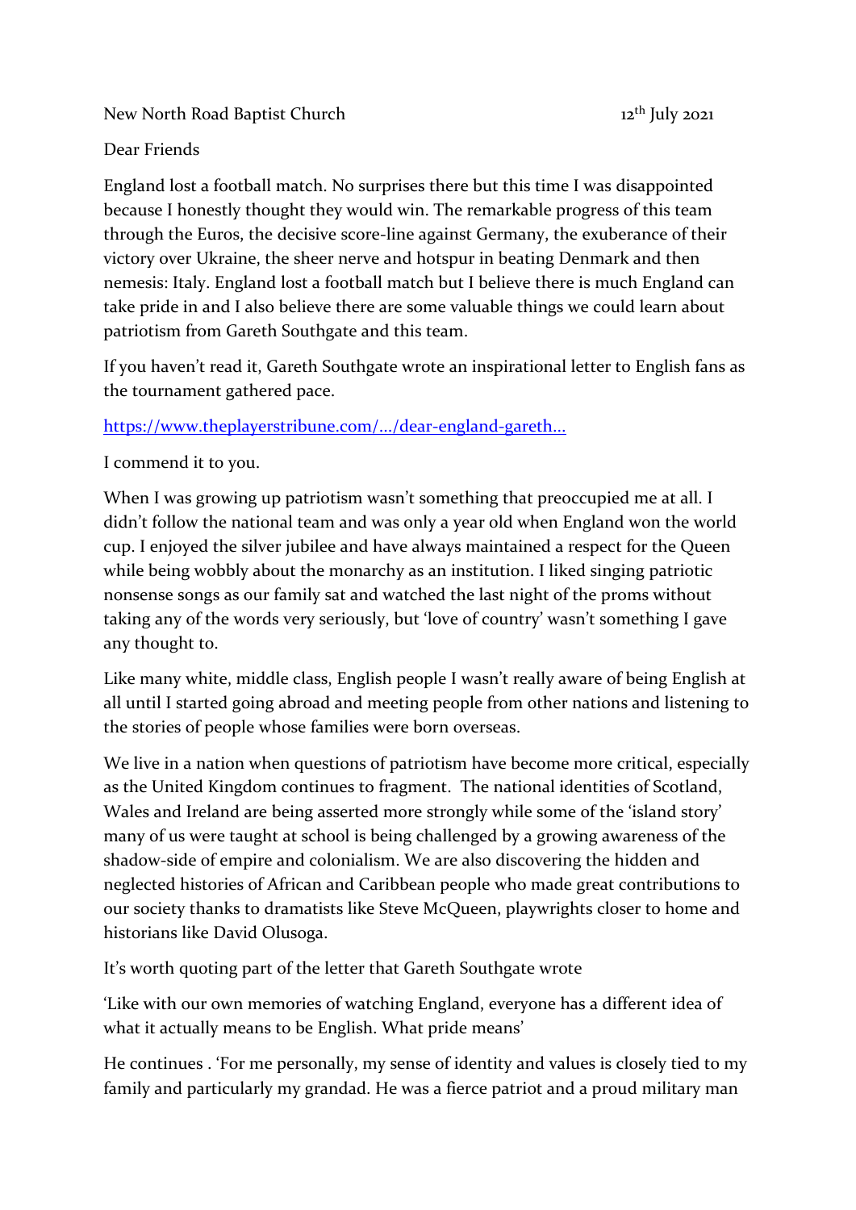New North Road Baptist Church 12th July 2021

Dear Friends

England lost a football match. No surprises there but this time I was disappointed because I honestly thought they would win. The remarkable progress of this team through the Euros, the decisive score-line against Germany, the exuberance of their victory over Ukraine, the sheer nerve and hotspur in beating Denmark and then nemesis: Italy. England lost a football match but I believe there is much England can take pride in and I also believe there are some valuable things we could learn about patriotism from Gareth Southgate and this team.

If you haven't read it, Gareth Southgate wrote an inspirational letter to English fans as the tournament gathered pace.

[https://www.theplayerstribune.com/.../dear-england-gareth...](https://www.theplayerstribune.com/.../dear-england-gareth...)

I commend it to you.

When I was growing up patriotism wasn't something that preoccupied me at all. I didn't follow the national team and was only a year old when England won the world cup. I enjoyed the silver jubilee and have always maintained a respect for the Queen while being wobbly about the monarchy as an institution. I liked singing patriotic nonsense songs as our family sat and watched the last night of the proms without taking any of the words very seriously, but 'love of country' wasn't something I gave any thought to.

Like many white, middle class, English people I wasn't really aware of being English at all until I started going abroad and meeting people from other nations and listening to the stories of people whose families were born overseas.

We live in a nation when questions of patriotism have become more critical, especially as the United Kingdom continues to fragment. The national identities of Scotland, Wales and Ireland are being asserted more strongly while some of the 'island story' many of us were taught at school is being challenged by a growing awareness of the shadow-side of empire and colonialism. We are also discovering the hidden and neglected histories of African and Caribbean people who made great contributions to our society thanks to dramatists like Steve McQueen, playwrights closer to home and historians like David Olusoga.

It's worth quoting part of the letter that Gareth Southgate wrote

'Like with our own memories of watching England, everyone has a different idea of what it actually means to be English. What pride means'

He continues . 'For me personally, my sense of identity and values is closely tied to my family and particularly my grandad. He was a fierce patriot and a proud military man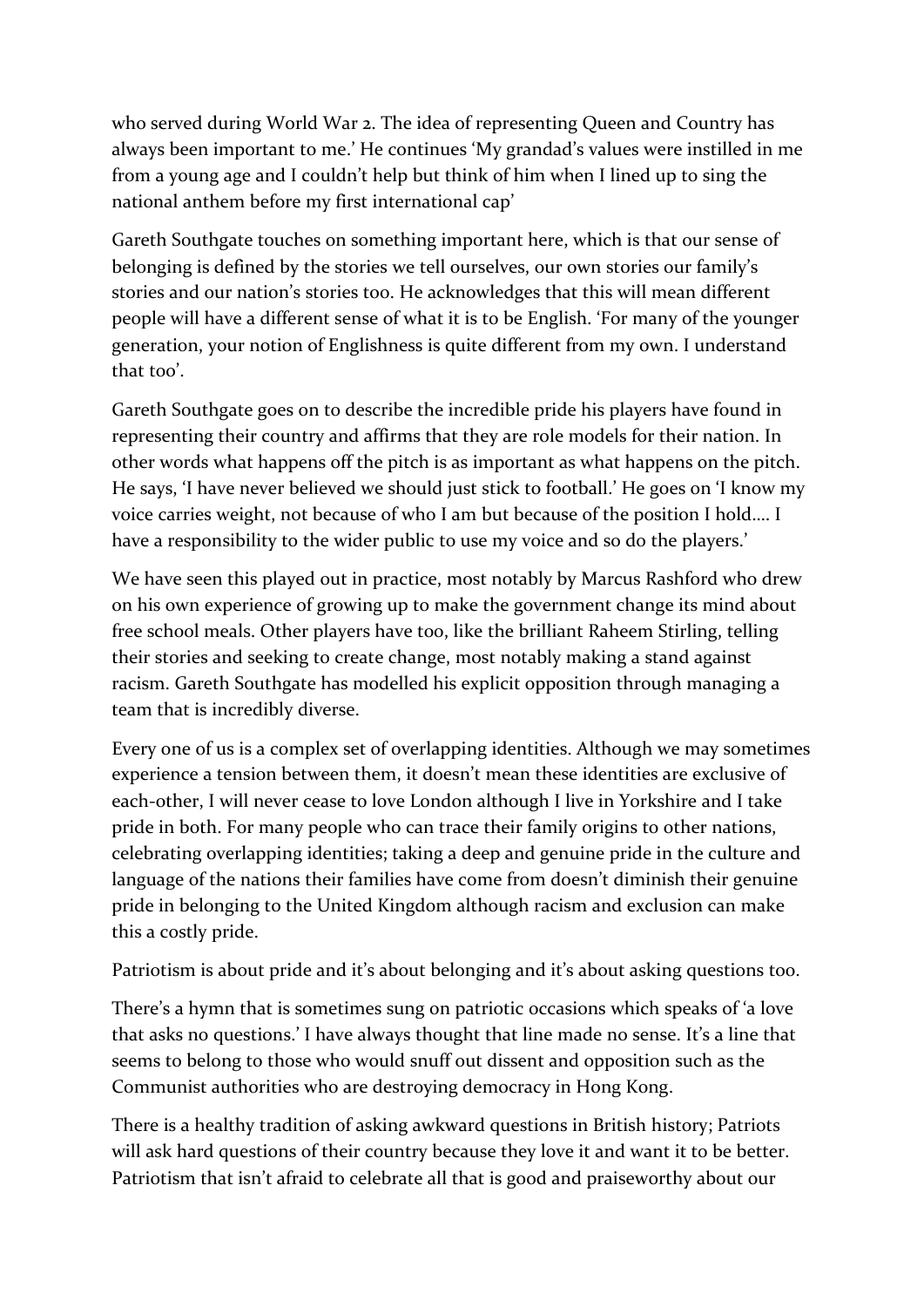who served during World War 2. The idea of representing Queen and Country has always been important to me.' He continues 'My grandad's values were instilled in me from a young age and I couldn't help but think of him when I lined up to sing the national anthem before my first international cap'

Gareth Southgate touches on something important here, which is that our sense of belonging is defined by the stories we tell ourselves, our own stories our family's stories and our nation's stories too. He acknowledges that this will mean different people will have a different sense of what it is to be English. 'For many of the younger generation, your notion of Englishness is quite different from my own. I understand that too'.

Gareth Southgate goes on to describe the incredible pride his players have found in representing their country and affirms that they are role models for their nation. In other words what happens off the pitch is as important as what happens on the pitch. He says, 'I have never believed we should just stick to football.' He goes on 'I know my voice carries weight, not because of who I am but because of the position I hold…. I have a responsibility to the wider public to use my voice and so do the players.'

We have seen this played out in practice, most notably by Marcus Rashford who drew on his own experience of growing up to make the government change its mind about free school meals. Other players have too, like the brilliant Raheem Stirling, telling their stories and seeking to create change, most notably making a stand against racism. Gareth Southgate has modelled his explicit opposition through managing a team that is incredibly diverse.

Every one of us is a complex set of overlapping identities. Although we may sometimes experience a tension between them, it doesn't mean these identities are exclusive of each-other, I will never cease to love London although I live in Yorkshire and I take pride in both. For many people who can trace their family origins to other nations, celebrating overlapping identities; taking a deep and genuine pride in the culture and language of the nations their families have come from doesn't diminish their genuine pride in belonging to the United Kingdom although racism and exclusion can make this a costly pride.

Patriotism is about pride and it's about belonging and it's about asking questions too.

There's a hymn that is sometimes sung on patriotic occasions which speaks of 'a love that asks no questions.' I have always thought that line made no sense. It's a line that seems to belong to those who would snuff out dissent and opposition such as the Communist authorities who are destroying democracy in Hong Kong.

There is a healthy tradition of asking awkward questions in British history; Patriots will ask hard questions of their country because they love it and want it to be better. Patriotism that isn't afraid to celebrate all that is good and praiseworthy about our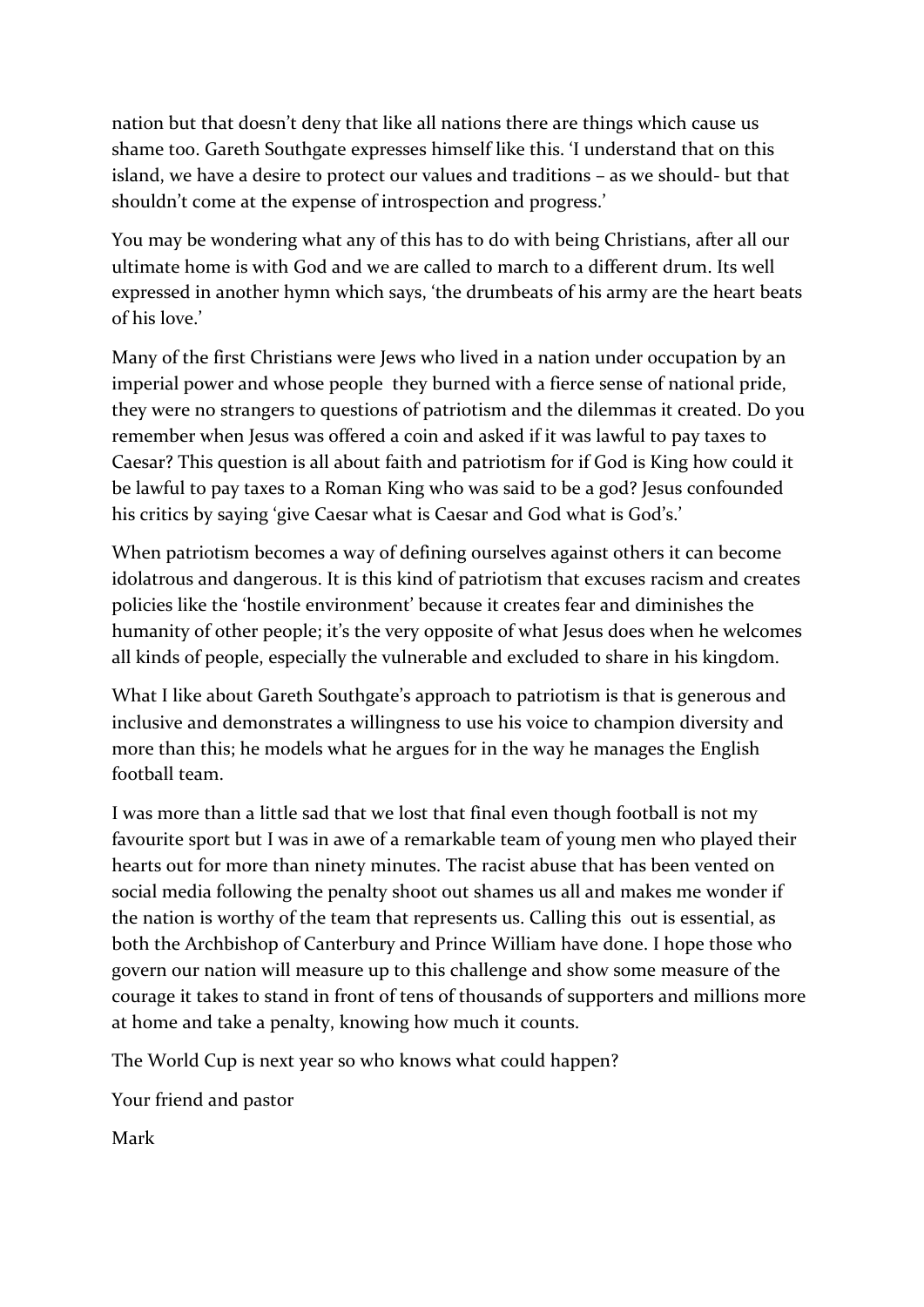nation but that doesn't deny that like all nations there are things which cause us shame too. Gareth Southgate expresses himself like this. 'I understand that on this island, we have a desire to protect our values and traditions – as we should- but that shouldn't come at the expense of introspection and progress.'

You may be wondering what any of this has to do with being Christians, after all our ultimate home is with God and we are called to march to a different drum. Its well expressed in another hymn which says, 'the drumbeats of his army are the heart beats of his love.'

Many of the first Christians were Jews who lived in a nation under occupation by an imperial power and whose people they burned with a fierce sense of national pride, they were no strangers to questions of patriotism and the dilemmas it created. Do you remember when Jesus was offered a coin and asked if it was lawful to pay taxes to Caesar? This question is all about faith and patriotism for if God is King how could it be lawful to pay taxes to a Roman King who was said to be a god? Jesus confounded his critics by saying 'give Caesar what is Caesar and God what is God's.'

When patriotism becomes a way of defining ourselves against others it can become idolatrous and dangerous. It is this kind of patriotism that excuses racism and creates policies like the 'hostile environment' because it creates fear and diminishes the humanity of other people; it's the very opposite of what Jesus does when he welcomes all kinds of people, especially the vulnerable and excluded to share in his kingdom.

What I like about Gareth Southgate's approach to patriotism is that is generous and inclusive and demonstrates a willingness to use his voice to champion diversity and more than this; he models what he argues for in the way he manages the English football team.

I was more than a little sad that we lost that final even though football is not my favourite sport but I was in awe of a remarkable team of young men who played their hearts out for more than ninety minutes. The racist abuse that has been vented on social media following the penalty shoot out shames us all and makes me wonder if the nation is worthy of the team that represents us. Calling this out is essential, as both the Archbishop of Canterbury and Prince William have done. I hope those who govern our nation will measure up to this challenge and show some measure of the courage it takes to stand in front of tens of thousands of supporters and millions more at home and take a penalty, knowing how much it counts.

The World Cup is next year so who knows what could happen?

Your friend and pastor

Mark